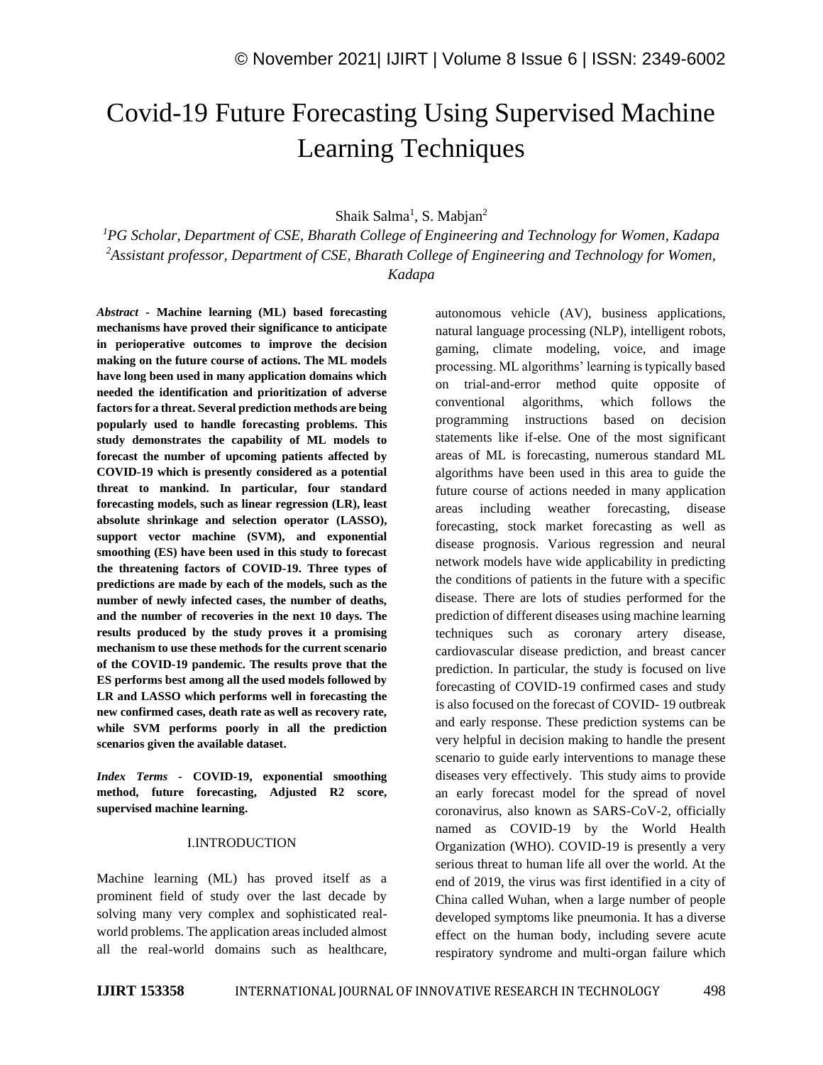# Covid-19 Future Forecasting Using Supervised Machine Learning Techniques

Shaik Salma[1], S. Mabjan[2]

[1]*PG Scholar, Department of CSE, Bharath College of Engineering and Technology for Women, Kadapa*
[2]*Assistant professor, Department of CSE, Bharath College of Engineering and Technology for Women, Kadapa*

***Abstract* - Machine learning (ML) based forecasting mechanisms have proved their significance to anticipate in perioperative outcomes to improve the decision making on the future course of actions. The ML models have long been used in many application domains which needed the identification and prioritization of adverse factors for a threat. Several prediction methods are being popularly used to handle forecasting problems. This study demonstrates the capability of ML models to forecast the number of upcoming patients affected by COVID-19 which is presently considered as a potential threat to mankind. In particular, four standard forecasting models, such as linear regression (LR), least absolute shrinkage and selection operator (LASSO), support vector machine (SVM), and exponential smoothing (ES) have been used in this study to forecast the threatening factors of COVID-19. Three types of predictions are made by each of the models, such as the number of newly infected cases, the number of deaths, and the number of recoveries in the next 10 days. The results produced by the study proves it a promising mechanism to use these methods for the current scenario of the COVID-19 pandemic. The results prove that the ES performs best among all the used models followed by LR and LASSO which performs well in forecasting the new confirmed cases, death rate as well as recovery rate, while SVM performs poorly in all the prediction scenarios given the available dataset.**

***Index Terms* - COVID-19, exponential smoothing method, future forecasting, Adjusted R2 score, supervised machine learning.**

## I.INTRODUCTION

Machine learning (ML) has proved itself as a prominent field of study over the last decade by solving many very complex and sophisticated real-world problems. The application areas included almost all the real-world domains such as healthcare, autonomous vehicle (AV), business applications, natural language processing (NLP), intelligent robots, gaming, climate modeling, voice, and image processing. ML algorithms' learning is typically based on trial-and-error method quite opposite of conventional algorithms, which follows the programming instructions based on decision statements like if-else. One of the most significant areas of ML is forecasting, numerous standard ML algorithms have been used in this area to guide the future course of actions needed in many application areas including weather forecasting, disease forecasting, stock market forecasting as well as disease prognosis. Various regression and neural network models have wide applicability in predicting the conditions of patients in the future with a specific disease. There are lots of studies performed for the prediction of different diseases using machine learning techniques such as coronary artery disease, cardiovascular disease prediction, and breast cancer prediction. In particular, the study is focused on live forecasting of COVID-19 confirmed cases and study is also focused on the forecast of COVID- 19 outbreak and early response. These prediction systems can be very helpful in decision making to handle the present scenario to guide early interventions to manage these diseases very effectively. This study aims to provide an early forecast model for the spread of novel coronavirus, also known as SARS-CoV-2, officially named as COVID-19 by the World Health Organization (WHO). COVID-19 is presently a very serious threat to human life all over the world. At the end of 2019, the virus was first identified in a city of China called Wuhan, when a large number of people developed symptoms like pneumonia. It has a diverse effect on the human body, including severe acute respiratory syndrome and multi-organ failure which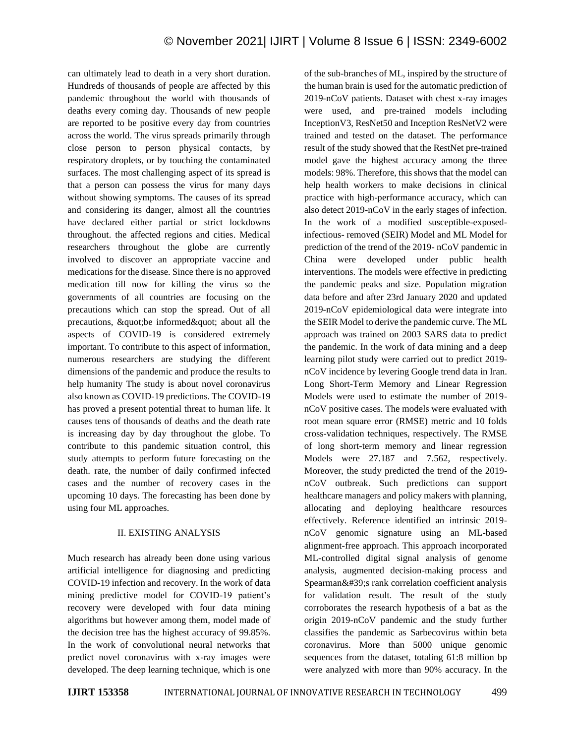can ultimately lead to death in a very short duration. Hundreds of thousands of people are affected by this pandemic throughout the world with thousands of deaths every coming day. Thousands of new people are reported to be positive every day from countries across the world. The virus spreads primarily through close person to person physical contacts, by respiratory droplets, or by touching the contaminated surfaces. The most challenging aspect of its spread is that a person can possess the virus for many days without showing symptoms. The causes of its spread and considering its danger, almost all the countries have declared either partial or strict lockdowns throughout. the affected regions and cities. Medical researchers throughout the globe are currently involved to discover an appropriate vaccine and medications for the disease. Since there is no approved medication till now for killing the virus so the governments of all countries are focusing on the precautions which can stop the spread. Out of all precautions, &quot;be informed&quot; about all the aspects of COVID-19 is considered extremely important. To contribute to this aspect of information, numerous researchers are studying the different dimensions of the pandemic and produce the results to help humanity The study is about novel coronavirus also known as COVID-19 predictions. The COVID-19 has proved a present potential threat to human life. It causes tens of thousands of deaths and the death rate is increasing day by day throughout the globe. To contribute to this pandemic situation control, this study attempts to perform future forecasting on the death. rate, the number of daily confirmed infected cases and the number of recovery cases in the upcoming 10 days. The forecasting has been done by using four ML approaches.

## II. EXISTING ANALYSIS

Much research has already been done using various artificial intelligence for diagnosing and predicting COVID-19 infection and recovery. In the work of data mining predictive model for COVID-19 patient's recovery were developed with four data mining algorithms but however among them, model made of the decision tree has the highest accuracy of 99.85%. In the work of convolutional neural networks that predict novel coronavirus with x-ray images were developed. The deep learning technique, which is one of the sub-branches of ML, inspired by the structure of the human brain is used for the automatic prediction of 2019-nCoV patients. Dataset with chest x-ray images were used, and pre-trained models including InceptionV3, ResNet50 and Inception ResNetV2 were trained and tested on the dataset. The performance result of the study showed that the RestNet pre-trained model gave the highest accuracy among the three models: 98%. Therefore, this shows that the model can help health workers to make decisions in clinical practice with high-performance accuracy, which can also detect 2019-nCoV in the early stages of infection. In the work of a modified susceptible-exposed-infectious- removed (SEIR) Model and ML Model for prediction of the trend of the 2019- nCoV pandemic in China were developed under public health interventions. The models were effective in predicting the pandemic peaks and size. Population migration data before and after 23rd January 2020 and updated 2019-nCoV epidemiological data were integrate into the SEIR Model to derive the pandemic curve. The ML approach was trained on 2003 SARS data to predict the pandemic. In the work of data mining and a deep learning pilot study were carried out to predict 2019-nCoV incidence by levering Google trend data in Iran. Long Short-Term Memory and Linear Regression Models were used to estimate the number of 2019-nCoV positive cases. The models were evaluated with root mean square error (RMSE) metric and 10 folds cross-validation techniques, respectively. The RMSE of long short-term memory and linear regression Models were 27.187 and 7.562, respectively. Moreover, the study predicted the trend of the 2019-nCoV outbreak. Such predictions can support healthcare managers and policy makers with planning, allocating and deploying healthcare resources effectively. Reference identified an intrinsic 2019-nCoV genomic signature using an ML-based alignment-free approach. This approach incorporated ML-controlled digital signal analysis of genome analysis, augmented decision-making process and Spearman&#39;s rank correlation coefficient analysis for validation result. The result of the study corroborates the research hypothesis of a bat as the origin 2019-nCoV pandemic and the study further classifies the pandemic as Sarbecovirus within beta coronavirus. More than 5000 unique genomic sequences from the dataset, totaling 61:8 million bp were analyzed with more than 90% accuracy. In the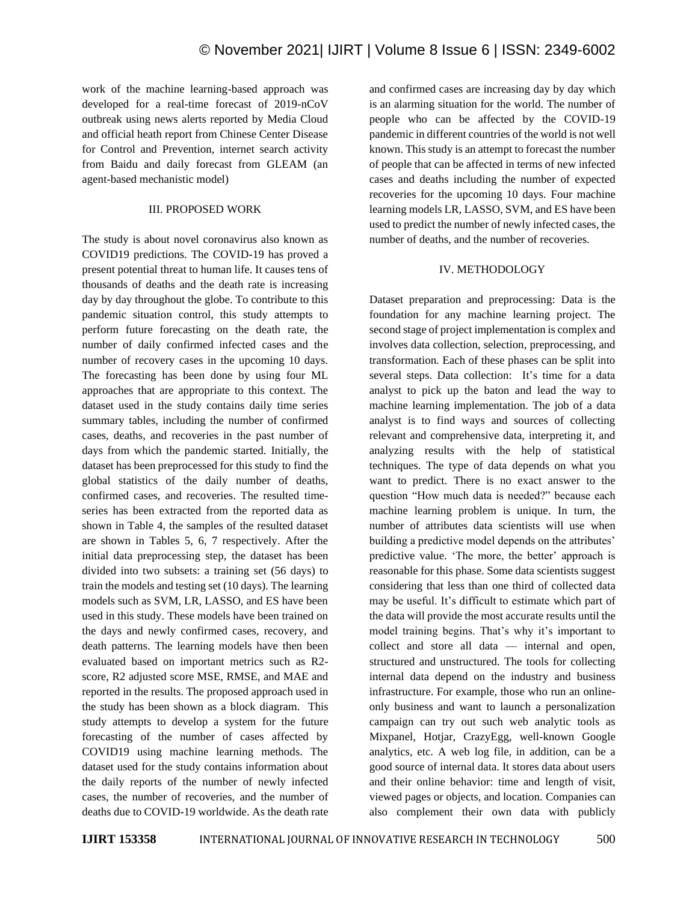work of the machine learning-based approach was developed for a real-time forecast of 2019-nCoV outbreak using news alerts reported by Media Cloud and official heath report from Chinese Center Disease for Control and Prevention, internet search activity from Baidu and daily forecast from GLEAM (an agent-based mechanistic model)

## III. PROPOSED WORK

The study is about novel coronavirus also known as COVID19 predictions. The COVID-19 has proved a present potential threat to human life. It causes tens of thousands of deaths and the death rate is increasing day by day throughout the globe. To contribute to this pandemic situation control, this study attempts to perform future forecasting on the death rate, the number of daily confirmed infected cases and the number of recovery cases in the upcoming 10 days. The forecasting has been done by using four ML approaches that are appropriate to this context. The dataset used in the study contains daily time series summary tables, including the number of confirmed cases, deaths, and recoveries in the past number of days from which the pandemic started. Initially, the dataset has been preprocessed for this study to find the global statistics of the daily number of deaths, confirmed cases, and recoveries. The resulted time-series has been extracted from the reported data as shown in Table 4, the samples of the resulted dataset are shown in Tables 5, 6, 7 respectively. After the initial data preprocessing step, the dataset has been divided into two subsets: a training set (56 days) to train the models and testing set (10 days). The learning models such as SVM, LR, LASSO, and ES have been used in this study. These models have been trained on the days and newly confirmed cases, recovery, and death patterns. The learning models have then been evaluated based on important metrics such as R2-score, R2 adjusted score MSE, RMSE, and MAE and reported in the results. The proposed approach used in the study has been shown as a block diagram. This study attempts to develop a system for the future forecasting of the number of cases affected by COVID19 using machine learning methods. The dataset used for the study contains information about the daily reports of the number of newly infected cases, the number of recoveries, and the number of deaths due to COVID-19 worldwide. As the death rate and confirmed cases are increasing day by day which is an alarming situation for the world. The number of people who can be affected by the COVID-19 pandemic in different countries of the world is not well known. This study is an attempt to forecast the number of people that can be affected in terms of new infected cases and deaths including the number of expected recoveries for the upcoming 10 days. Four machine learning models LR, LASSO, SVM, and ES have been used to predict the number of newly infected cases, the number of deaths, and the number of recoveries.

## IV. METHODOLOGY

Dataset preparation and preprocessing: Data is the foundation for any machine learning project. The second stage of project implementation is complex and involves data collection, selection, preprocessing, and transformation. Each of these phases can be split into several steps. Data collection: It's time for a data analyst to pick up the baton and lead the way to machine learning implementation. The job of a data analyst is to find ways and sources of collecting relevant and comprehensive data, interpreting it, and analyzing results with the help of statistical techniques. The type of data depends on what you want to predict. There is no exact answer to the question "How much data is needed?" because each machine learning problem is unique. In turn, the number of attributes data scientists will use when building a predictive model depends on the attributes' predictive value. 'The more, the better' approach is reasonable for this phase. Some data scientists suggest considering that less than one third of collected data may be useful. It's difficult to estimate which part of the data will provide the most accurate results until the model training begins. That's why it's important to collect and store all data — internal and open, structured and unstructured. The tools for collecting internal data depend on the industry and business infrastructure. For example, those who run an online-only business and want to launch a personalization campaign can try out such web analytic tools as Mixpanel, Hotjar, CrazyEgg, well-known Google analytics, etc. A web log file, in addition, can be a good source of internal data. It stores data about users and their online behavior: time and length of visit, viewed pages or objects, and location. Companies can also complement their own data with publicly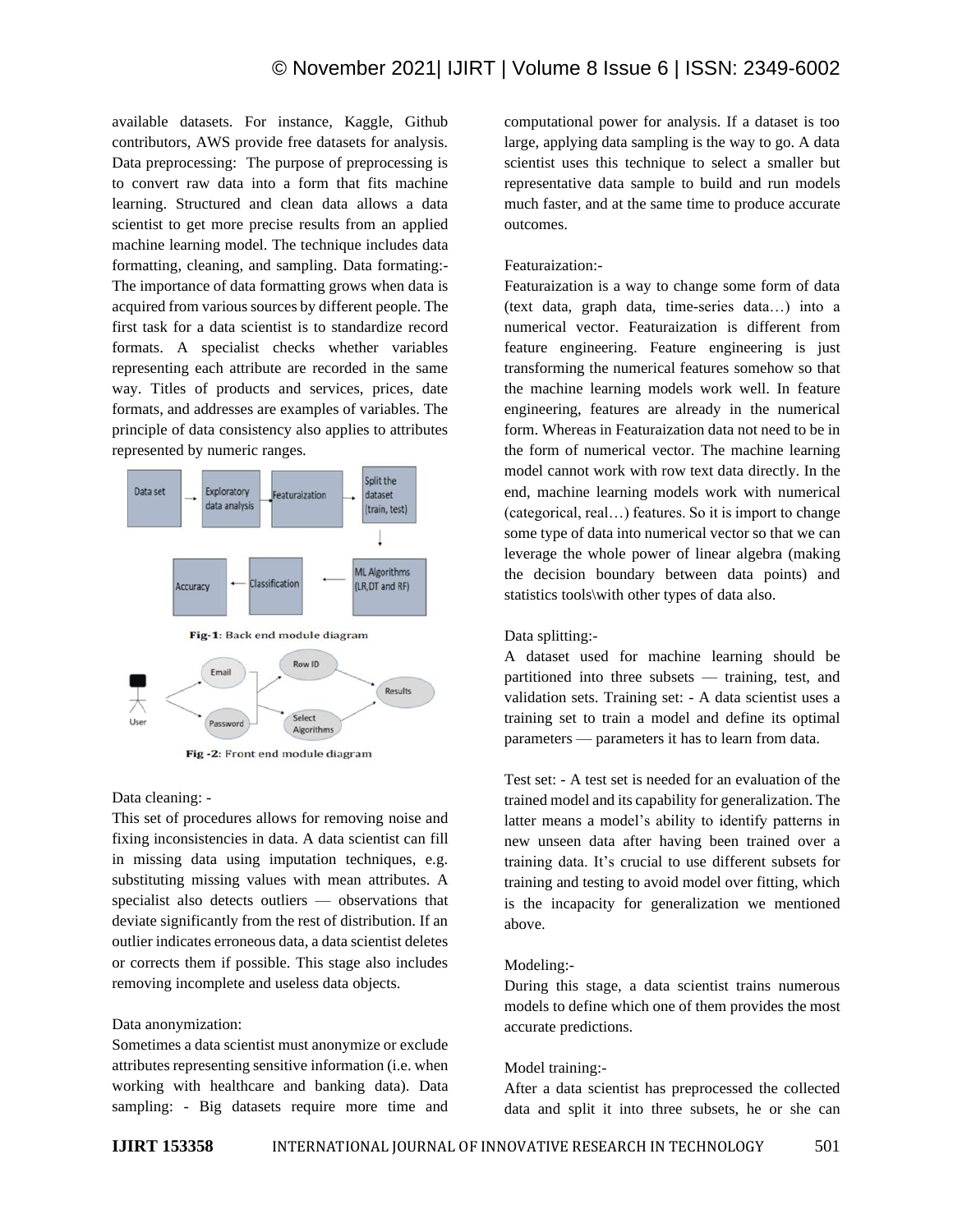available datasets. For instance, Kaggle, Github contributors, AWS provide free datasets for analysis. Data preprocessing: The purpose of preprocessing is to convert raw data into a form that fits machine learning. Structured and clean data allows a data scientist to get more precise results from an applied machine learning model. The technique includes data formatting, cleaning, and sampling. Data formating:- The importance of data formatting grows when data is acquired from various sources by different people. The first task for a data scientist is to standardize record formats. A specialist checks whether variables representing each attribute are recorded in the same way. Titles of products and services, prices, date formats, and addresses are examples of variables. The principle of data consistency also applies to attributes represented by numeric ranges.

**Fig-1**: Back end module diagram

**Fig -2**: Front end module diagram

Data cleaning: -

This set of procedures allows for removing noise and fixing inconsistencies in data. A data scientist can fill in missing data using imputation techniques, e.g. substituting missing values with mean attributes. A specialist also detects outliers — observations that deviate significantly from the rest of distribution. If an outlier indicates erroneous data, a data scientist deletes or corrects them if possible. This stage also includes removing incomplete and useless data objects.

Data anonymization:

Sometimes a data scientist must anonymize or exclude attributes representing sensitive information (i.e. when working with healthcare and banking data). Data sampling: - Big datasets require more time and computational power for analysis. If a dataset is too large, applying data sampling is the way to go. A data scientist uses this technique to select a smaller but representative data sample to build and run models much faster, and at the same time to produce accurate outcomes.

Featuraization:-

Featuraization is a way to change some form of data (text data, graph data, time-series data…) into a numerical vector. Featuraization is different from feature engineering. Feature engineering is just transforming the numerical features somehow so that the machine learning models work well. In feature engineering, features are already in the numerical form. Whereas in Featuraization data not need to be in the form of numerical vector. The machine learning model cannot work with row text data directly. In the end, machine learning models work with numerical (categorical, real…) features. So it is import to change some type of data into numerical vector so that we can leverage the whole power of linear algebra (making the decision boundary between data points) and statistics tools\with other types of data also.

Data splitting:-

A dataset used for machine learning should be partitioned into three subsets — training, test, and validation sets. Training set: - A data scientist uses a training set to train a model and define its optimal parameters — parameters it has to learn from data.

Test set: - A test set is needed for an evaluation of the trained model and its capability for generalization. The latter means a model's ability to identify patterns in new unseen data after having been trained over a training data. It's crucial to use different subsets for training and testing to avoid model over fitting, which is the incapacity for generalization we mentioned above.

Modeling:-

During this stage, a data scientist trains numerous models to define which one of them provides the most accurate predictions.

Model training:-

After a data scientist has preprocessed the collected data and split it into three subsets, he or she can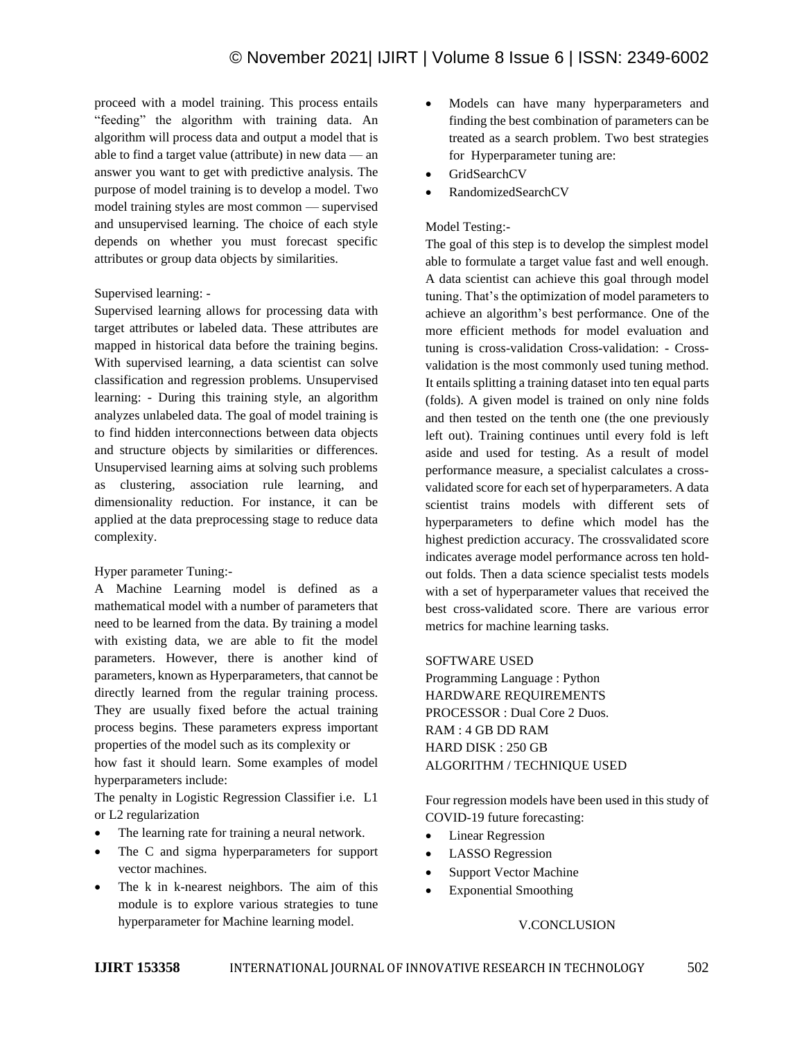proceed with a model training. This process entails "feeding" the algorithm with training data. An algorithm will process data and output a model that is able to find a target value (attribute) in new data — an answer you want to get with predictive analysis. The purpose of model training is to develop a model. Two model training styles are most common — supervised and unsupervised learning. The choice of each style depends on whether you must forecast specific attributes or group data objects by similarities.

Supervised learning: -

Supervised learning allows for processing data with target attributes or labeled data. These attributes are mapped in historical data before the training begins. With supervised learning, a data scientist can solve classification and regression problems. Unsupervised learning: - During this training style, an algorithm analyzes unlabeled data. The goal of model training is to find hidden interconnections between data objects and structure objects by similarities or differences. Unsupervised learning aims at solving such problems as clustering, association rule learning, and dimensionality reduction. For instance, it can be applied at the data preprocessing stage to reduce data complexity.

Hyper parameter Tuning:-

A Machine Learning model is defined as a mathematical model with a number of parameters that need to be learned from the data. By training a model with existing data, we are able to fit the model parameters. However, there is another kind of parameters, known as Hyperparameters, that cannot be directly learned from the regular training process. They are usually fixed before the actual training process begins. These parameters express important properties of the model such as its complexity or how fast it should learn. Some examples of model hyperparameters include:

The penalty in Logistic Regression Classifier i.e. L1 or L2 regularization

- The learning rate for training a neural network.
- The C and sigma hyperparameters for support vector machines.
- The k in k-nearest neighbors. The aim of this module is to explore various strategies to tune hyperparameter for Machine learning model.
- Models can have many hyperparameters and finding the best combination of parameters can be treated as a search problem. Two best strategies for Hyperparameter tuning are:
- GridSearchCV
- RandomizedSearchCV

Model Testing:-

The goal of this step is to develop the simplest model able to formulate a target value fast and well enough. A data scientist can achieve this goal through model tuning. That's the optimization of model parameters to achieve an algorithm's best performance. One of the more efficient methods for model evaluation and tuning is cross-validation Cross-validation: - Cross-validation is the most commonly used tuning method. It entails splitting a training dataset into ten equal parts (folds). A given model is trained on only nine folds and then tested on the tenth one (the one previously left out). Training continues until every fold is left aside and used for testing. As a result of model performance measure, a specialist calculates a cross-validated score for each set of hyperparameters. A data scientist trains models with different sets of hyperparameters to define which model has the highest prediction accuracy. The crossvalidated score indicates average model performance across ten hold-out folds. Then a data science specialist tests models with a set of hyperparameter values that received the best cross-validated score. There are various error metrics for machine learning tasks.

SOFTWARE USED

Programming Language : Python

HARDWARE REQUIREMENTS

PROCESSOR : Dual Core 2 Duos.

RAM : 4 GB DD RAM

HARD DISK : 250 GB

ALGORITHM / TECHNIQUE USED

Four regression models have been used in this study of COVID-19 future forecasting:

- Linear Regression
- LASSO Regression
- Support Vector Machine
- Exponential Smoothing

## V.CONCLUSION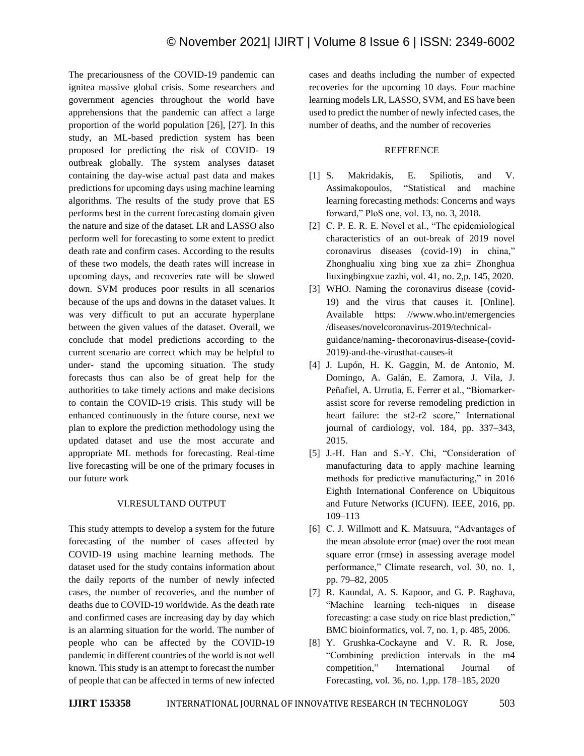The precariousness of the COVID-19 pandemic can ignitea massive global crisis. Some researchers and government agencies throughout the world have apprehensions that the pandemic can affect a large proportion of the world population [26], [27]. In this study, an ML-based prediction system has been proposed for predicting the risk of COVID- 19 outbreak globally. The system analyses dataset containing the day-wise actual past data and makes predictions for upcoming days using machine learning algorithms. The results of the study prove that ES performs best in the current forecasting domain given the nature and size of the dataset. LR and LASSO also perform well for forecasting to some extent to predict death rate and confirm cases. According to the results of these two models, the death rates will increase in upcoming days, and recoveries rate will be slowed down. SVM produces poor results in all scenarios because of the ups and downs in the dataset values. It was very difficult to put an accurate hyperplane between the given values of the dataset. Overall, we conclude that model predictions according to the current scenario are correct which may be helpful to under- stand the upcoming situation. The study forecasts thus can also be of great help for the authorities to take timely actions and make decisions to contain the COVID-19 crisis. This study will be enhanced continuously in the future course, next we plan to explore the prediction methodology using the updated dataset and use the most accurate and appropriate ML methods for forecasting. Real-time live forecasting will be one of the primary focuses in our future work

## VI.RESULTAND OUTPUT

This study attempts to develop a system for the future forecasting of the number of cases affected by COVID-19 using machine learning methods. The dataset used for the study contains information about the daily reports of the number of newly infected cases, the number of recoveries, and the number of deaths due to COVID-19 worldwide. As the death rate and confirmed cases are increasing day by day which is an alarming situation for the world. The number of people who can be affected by the COVID-19 pandemic in different countries of the world is not well known. This study is an attempt to forecast the number of people that can be affected in terms of new infected cases and deaths including the number of expected recoveries for the upcoming 10 days. Four machine learning models LR, LASSO, SVM, and ES have been used to predict the number of newly infected cases, the number of deaths, and the number of recoveries

## REFERENCE

[1] S. Makridakis, E. Spiliotis, and V. Assimakopoulos, "Statistical and machine learning forecasting methods: Concerns and ways forward," PloS one, vol. 13, no. 3, 2018.

[2] C. P. E. R. E. Novel et al., "The epidemiological characteristics of an out-break of 2019 novel coronavirus diseases (covid-19) in china," Zhonghualiu xing bing xue za zhi= Zhonghua liuxingbingxue zazhi, vol. 41, no. 2,p. 145, 2020.

[3] WHO. Naming the coronavirus disease (covid-19) and the virus that causes it. [Online]. Available https: //www.who.int/emergencies /diseases/novelcoronavirus-2019/technical-guidance/naming- thecoronavirus-disease-(covid-2019)-and-the-virusthat-causes-it

[4] J. Lupón, H. K. Gaggin, M. de Antonio, M. Domingo, A. Galán, E. Zamora, J. Vila, J. Peñafiel, A. Urrutia, E. Ferrer et al., "Biomarker-assist score for reverse remodeling prediction in heart failure: the st2-r2 score," International journal of cardiology, vol. 184, pp. 337–343, 2015.

[5] J.-H. Han and S.-Y. Chi, "Consideration of manufacturing data to apply machine learning methods for predictive manufacturing," in 2016 Eighth International Conference on Ubiquitous and Future Networks (ICUFN). IEEE, 2016, pp. 109–113

[6] C. J. Willmott and K. Matsuura, "Advantages of the mean absolute error (mae) over the root mean square error (rmse) in assessing average model performance," Climate research, vol. 30, no. 1, pp. 79–82, 2005

[7] R. Kaundal, A. S. Kapoor, and G. P. Raghava, "Machine learning tech-niques in disease forecasting: a case study on rice blast prediction," BMC bioinformatics, vol. 7, no. 1, p. 485, 2006.

[8] Y. Grushka-Cockayne and V. R. R. Jose, "Combining prediction intervals in the m4 competition," International Journal of Forecasting, vol. 36, no. 1,pp. 178–185, 2020